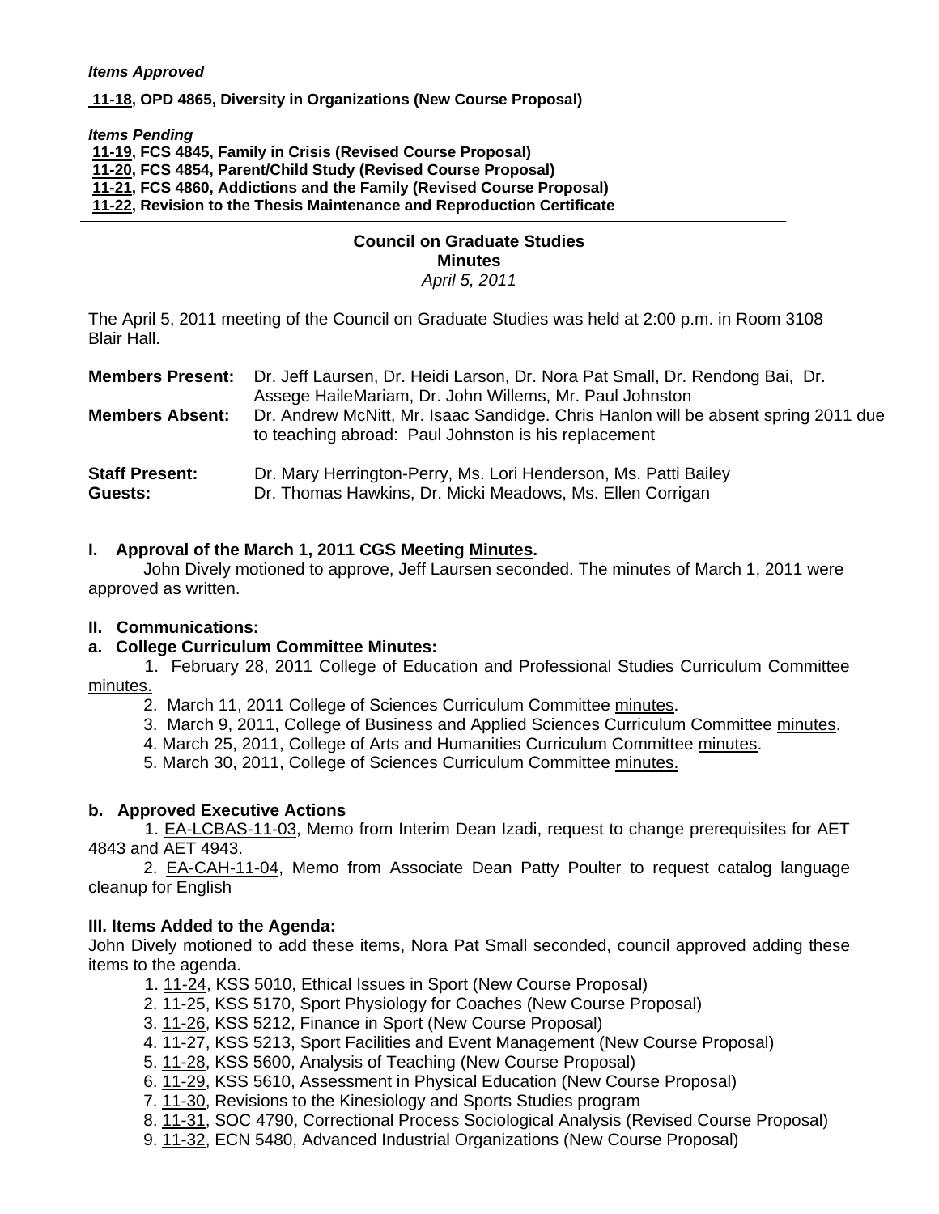***Items Approved***

**11-18, OPD 4865, Diversity in Organizations (New Course Proposal)**

***Items Pending***

**11-19, FCS 4845, Family in Crisis (Revised Course Proposal)**
**11-20, FCS 4854, Parent/Child Study (Revised Course Proposal)**
**11-21, FCS 4860, Addictions and the Family (Revised Course Proposal)**
**11-22, Revision to the Thesis Maintenance and Reproduction Certificate**

---

**Council on Graduate Studies**
**Minutes**
*April 5, 2011*

The April 5, 2011 meeting of the Council on Graduate Studies was held at 2:00 p.m. in Room 3108 Blair Hall.

**Members Present:** Dr. Jeff Laursen, Dr. Heidi Larson, Dr. Nora Pat Small, Dr. Rendong Bai, Dr. Assege HaileMariam, Dr. John Willems, Mr. Paul Johnston

**Members Absent:** Dr. Andrew McNitt, Mr. Isaac Sandidge. Chris Hanlon will be absent spring 2011 due to teaching abroad: Paul Johnston is his replacement

**Staff Present:** Dr. Mary Herrington-Perry, Ms. Lori Henderson, Ms. Patti Bailey

**Guests:** Dr. Thomas Hawkins, Dr. Micki Meadows, Ms. Ellen Corrigan

**I. Approval of the March 1, 2011 CGS Meeting Minutes.**

John Dively motioned to approve, Jeff Laursen seconded. The minutes of March 1, 2011 were approved as written.

**II. Communications:**

**a. College Curriculum Committee Minutes:**

1. February 28, 2011 College of Education and Professional Studies Curriculum Committee minutes.
2. March 11, 2011 College of Sciences Curriculum Committee minutes.
3. March 9, 2011, College of Business and Applied Sciences Curriculum Committee minutes.
4. March 25, 2011, College of Arts and Humanities Curriculum Committee minutes.
5. March 30, 2011, College of Sciences Curriculum Committee minutes.

**b. Approved Executive Actions**

1. EA-LCBAS-11-03, Memo from Interim Dean Izadi, request to change prerequisites for AET 4843 and AET 4943.
2. EA-CAH-11-04, Memo from Associate Dean Patty Poulter to request catalog language cleanup for English

**III. Items Added to the Agenda:**

John Dively motioned to add these items, Nora Pat Small seconded, council approved adding these items to the agenda.

1. 11-24, KSS 5010, Ethical Issues in Sport (New Course Proposal)
2. 11-25, KSS 5170, Sport Physiology for Coaches (New Course Proposal)
3. 11-26, KSS 5212, Finance in Sport (New Course Proposal)
4. 11-27, KSS 5213, Sport Facilities and Event Management (New Course Proposal)
5. 11-28, KSS 5600, Analysis of Teaching (New Course Proposal)
6. 11-29, KSS 5610, Assessment in Physical Education (New Course Proposal)
7. 11-30, Revisions to the Kinesiology and Sports Studies program
8. 11-31, SOC 4790, Correctional Process Sociological Analysis (Revised Course Proposal)
9. 11-32, ECN 5480, Advanced Industrial Organizations (New Course Proposal)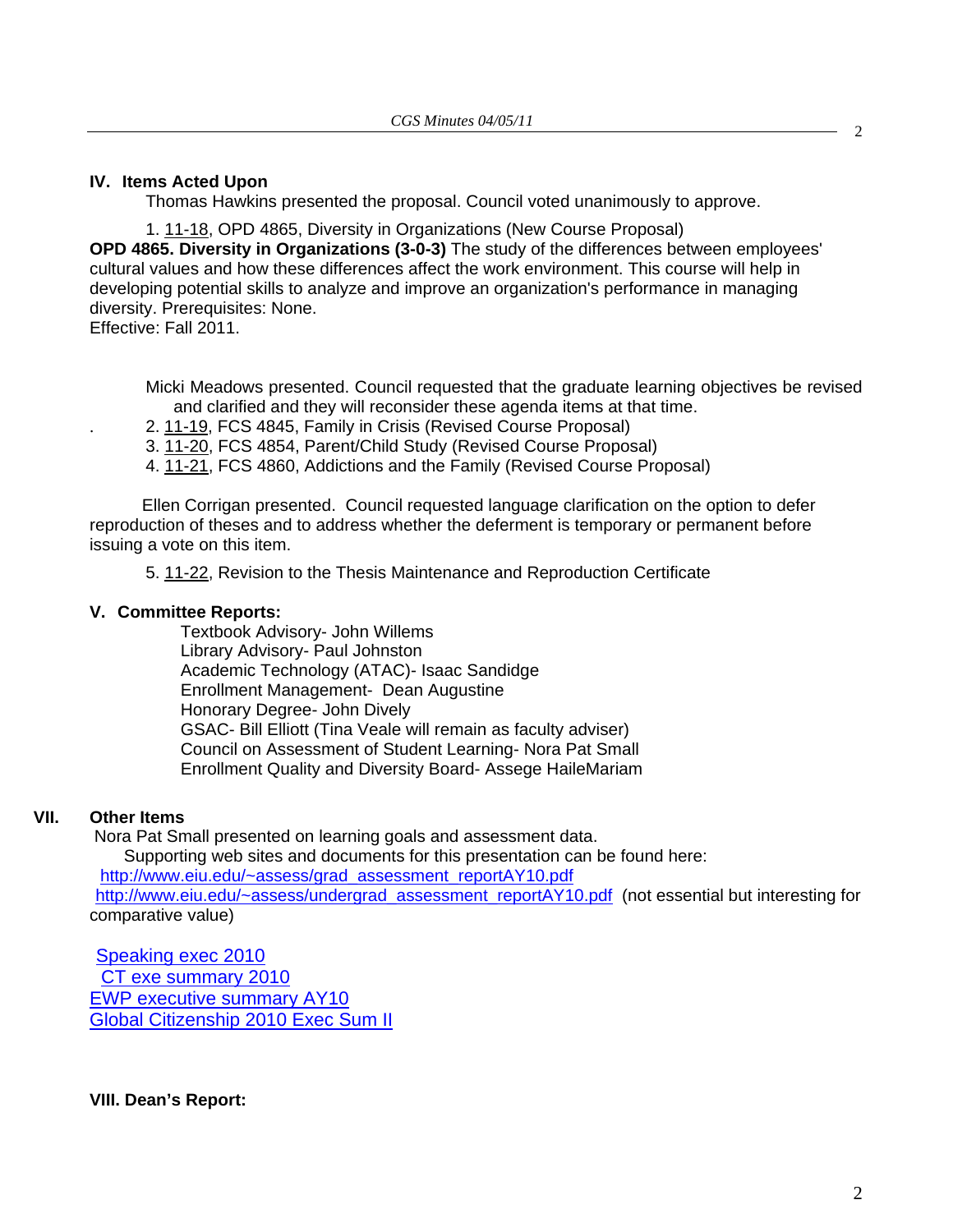## IV. Items Acted Upon

Thomas Hawkins presented the proposal. Council voted unanimously to approve.

1. 11-18, OPD 4865, Diversity in Organizations (New Course Proposal)

**OPD 4865. Diversity in Organizations (3-0-3)** The study of the differences between employees' cultural values and how these differences affect the work environment. This course will help in developing potential skills to analyze and improve an organization's performance in managing diversity. Prerequisites: None.
Effective: Fall 2011.

Micki Meadows presented. Council requested that the graduate learning objectives be revised and clarified and they will reconsider these agenda items at that time.

2. 11-19, FCS 4845, Family in Crisis (Revised Course Proposal)
3. 11-20, FCS 4854, Parent/Child Study (Revised Course Proposal)
4. 11-21, FCS 4860, Addictions and the Family (Revised Course Proposal)

Ellen Corrigan presented. Council requested language clarification on the option to defer reproduction of theses and to address whether the deferment is temporary or permanent before issuing a vote on this item.

5. 11-22, Revision to the Thesis Maintenance and Reproduction Certificate

## V. Committee Reports:

Textbook Advisory- John Willems
Library Advisory- Paul Johnston
Academic Technology (ATAC)- Isaac Sandidge
Enrollment Management- Dean Augustine
Honorary Degree- John Dively
GSAC- Bill Elliott (Tina Veale will remain as faculty adviser)
Council on Assessment of Student Learning- Nora Pat Small
Enrollment Quality and Diversity Board- Assege HaileMariam

## VII. Other Items

Nora Pat Small presented on learning goals and assessment data.

Supporting web sites and documents for this presentation can be found here:
http://www.eiu.edu/~assess/grad_assessment_reportAY10.pdf
http://www.eiu.edu/~assess/undergrad_assessment_reportAY10.pdf (not essential but interesting for comparative value)

Speaking exec 2010
CT exe summary 2010
EWP executive summary AY10
Global Citizenship 2010 Exec Sum II

## VIII. Dean's Report: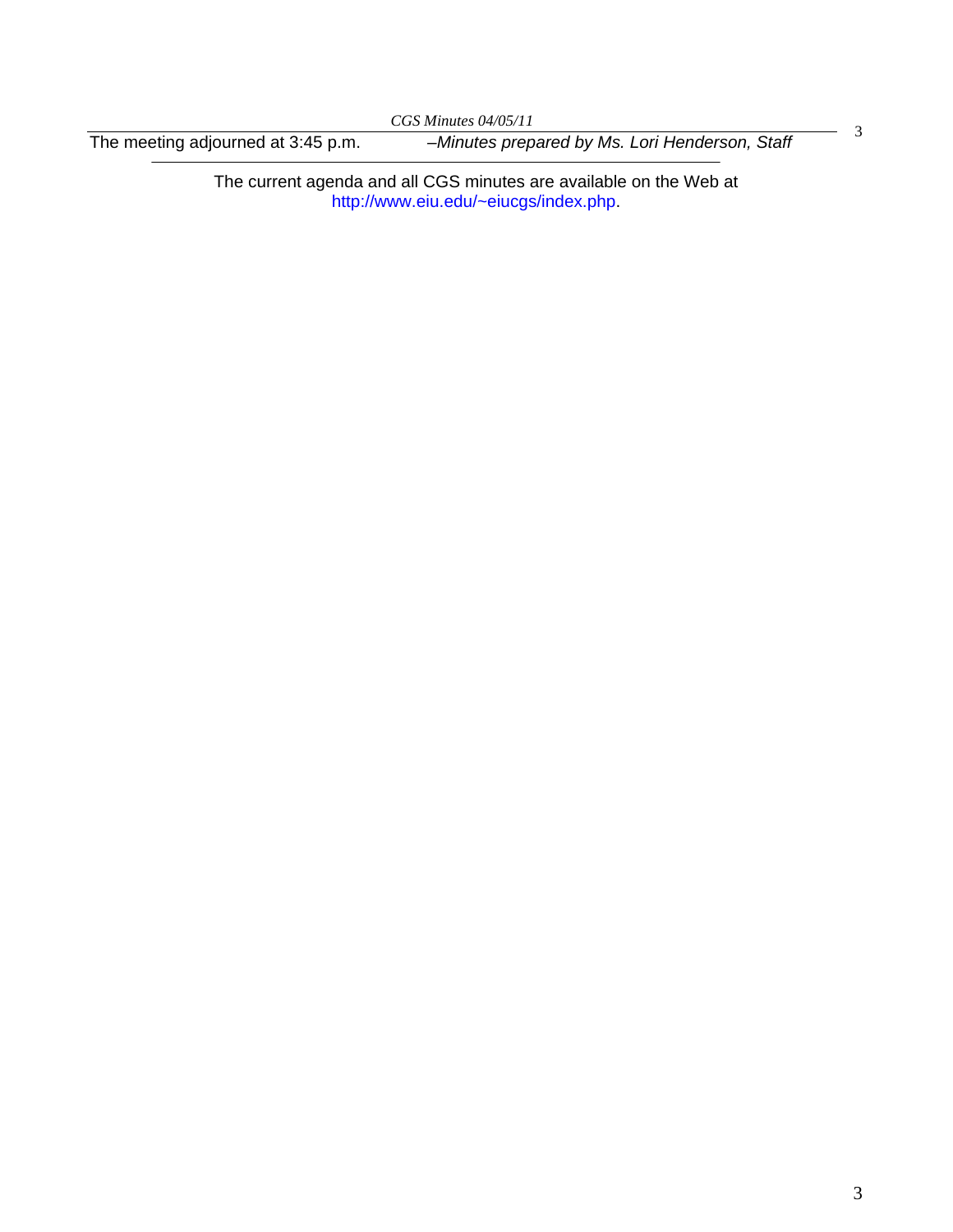The meeting adjourned at 3:45 p.m. *–Minutes prepared by Ms. Lori Henderson, Staff*

---

The current agenda and all CGS minutes are available on the Web at http://www.eiu.edu/~eiucgs/index.php.